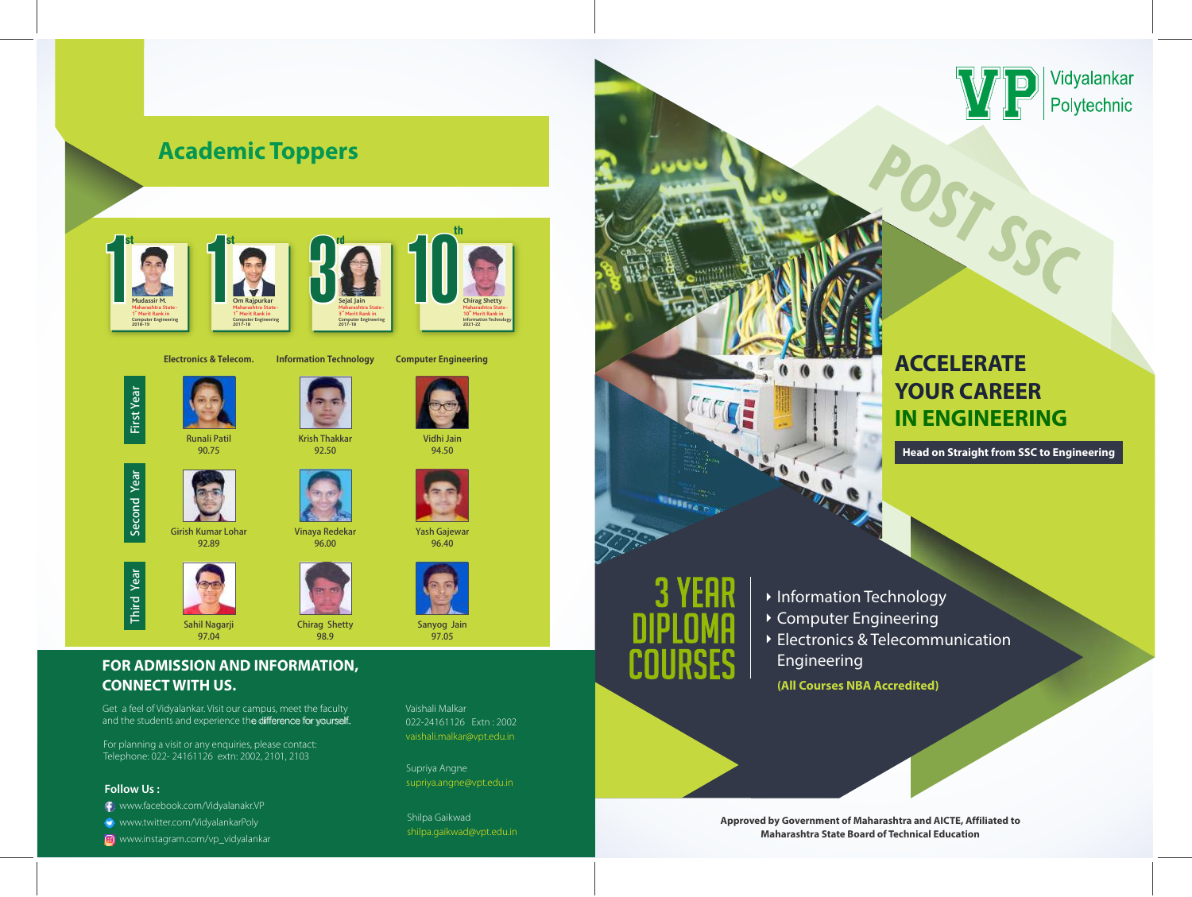## Academic Toppers

**1st** — Mudassir M., Maharashtra State - 1st Merit Rank in Computer Engineering 2018-19

**1st** — Om Rajpurkar, Maharashtra State - 1st Merit Rank in Computer Engineering 2017-18

**3rd** — Sejal Jain, Maharashtra State - 3rd Merit Rank in Computer Engineering 2017-18

**10th** — Chirag Shetty, Maharashtra State - 10th Merit Rank in Information Technology 2021-22

| | Electronics & Telecom. | Information Technology | Computer Engineering |
|---|---|---|---|
| First Year | Runali Patil 90.75 | Krish Thakkar 92.50 | Vidhi Jain 94.50 |
| Second Year | Girish Kumar Lohar 92.89 | Vinaya Redekar 96.00 | Yash Gajewar 96.40 |
| Third Year | Sahil Nagarji 97.04 | Chirag Shetty 98.9 | Sanyog Jain 97.05 |

## FOR ADMISSION AND INFORMATION, CONNECT WITH US.

Get a feel of Vidyalankar. Visit our campus, meet the faculty and the students and experience the difference for yourself.

For planning a visit or any enquiries, please contact:
Telephone: 022- 24161126 extn: 2002, 2101, 2103

Vaishali Malkar
022-24161126 Extn : 2002
vaishali.malkar@vpt.edu.in

Supriya Angne
supriya.angne@vpt.edu.in

Shilpa Gaikwad
shilpa.gaikwad@vpt.edu.in

**Follow Us :**

- www.facebook.com/VidyalanakrVP
- www.twitter.com/VidyalankarPoly
- www.instagram.com/vp_vidyalankar

VP Vidyalankar Polytechnic

POST SSC

# ACCELERATE YOUR CAREER IN ENGINEERING

**Head on Straight from SSC to Engineering**

## 3 YEAR DIPLOMA COURSES

- Information Technology
- Computer Engineering
- Electronics & Telecommunication Engineering

**(All Courses NBA Accredited)**

**Approved by Government of Maharashtra and AICTE, Affiliated to Maharashtra State Board of Technical Education**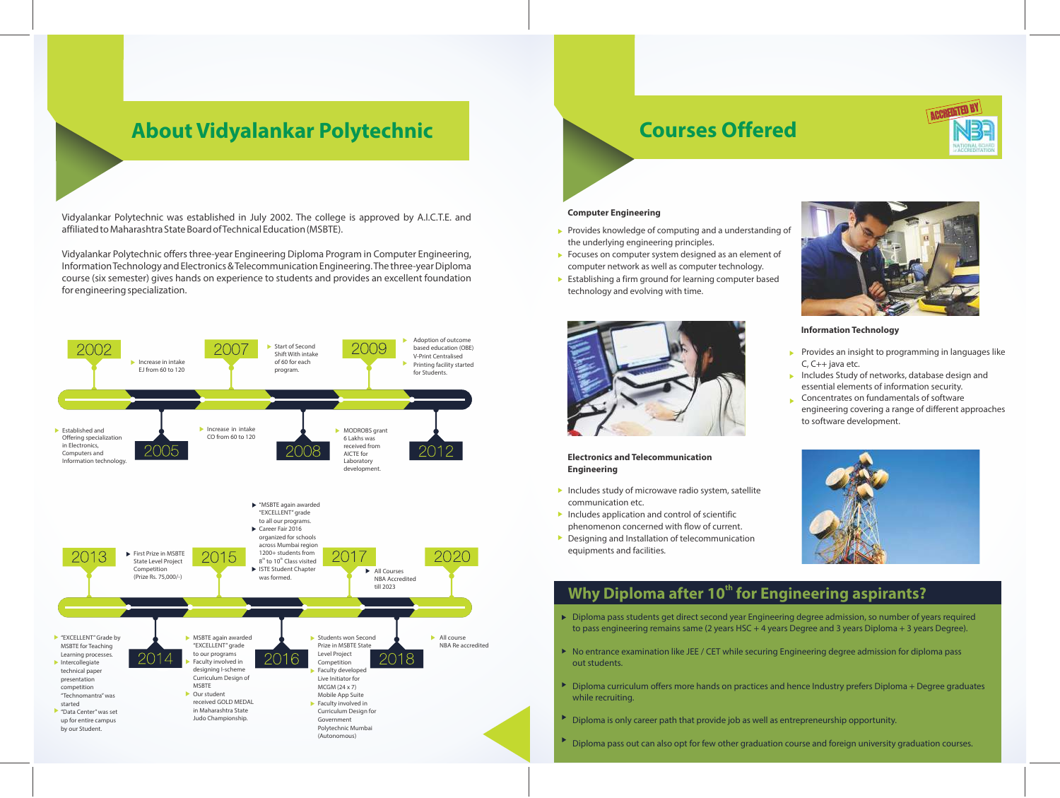## About Vidyalankar Polytechnic

Vidyalankar Polytechnic was established in July 2002. The college is approved by A.I.C.T.E. and affiliated to Maharashtra State Board of Technical Education (MSBTE).

Vidyalankar Polytechnic offers three-year Engineering Diploma Program in Computer Engineering, Information Technology and Electronics & Telecommunication Engineering. The three-year Diploma course (six semester) gives hands on experience to students and provides an excellent foundation for engineering specialization.

**2002**
- Established and Offering specialization in Electronics, Computers and Information technology.

**2005**
- Increase in intake EJ from 60 to 120

**2007**
- Increase in intake CO from 60 to 120

**2008**
- Start of Second Shift With intake of 60 for each program.

**2009**
- MODROBS grant 6 Lakhs was received from AICTE for Laboratory development.

**2012**
- Adoption of outcome based education (OBE)
- V-Print Centralised Printing facility started for Students.

**2013**
- "EXCELLENT" Grade by MSBTE for Teaching Learning processes.
- Intercollegiate technical paper presentation competition "Technomantra" was started
- "Data Center" was set up for entire campus by our Student.

**2014**
- First Prize in MSBTE State Level Project Competition (Prize Rs. 75,000/-)

**2015**
- MSBTE again awarded "EXCELLENT" grade to our programs
- Faculty involved in designing I-scheme Curriculum Design of MSBTE
- Our student received GOLD MEDAL in Maharashtra State Judo Championship.

**2016**
- "MSBTE again awarded "EXCELLENT" grade to all our programs.
- Career Fair 2016 organized for schools across Mumbai region 1200+ students from 8th to 10th Class visited
- ISTE Student Chapter was formed.

**2017**
- Students won Second Prize in MSBTE State Level Project Competition
- Faculty developed Live Initiator for MCGM (24 x 7) Mobile App Suite
- Faculty involved in Curriculum Design for Government Polytechnic Mumbai (Autonomous)

**2018**
- All Courses NBA Accredited till 2023

**2020**
- All course NBA Re accredited

## Courses Offered

ACCREDITED BY NBA NATIONAL BOARD of ACCREDITATION

**Computer Engineering**

- Provides knowledge of computing and a understanding of the underlying engineering principles.
- Focuses on computer system designed as an element of computer network as well as computer technology.
- Establishing a firm ground for learning computer based technology and evolving with time.

**Information Technology**

- Provides an insight to programming in languages like C, C++ java etc.
- Includes Study of networks, database design and essential elements of information security.
- Concentrates on fundamentals of software engineering covering a range of different approaches to software development.

**Electronics and Telecommunication Engineering**

- Includes study of microwave radio system, satellite communication etc.
- Includes application and control of scientific phenomenon concerned with flow of current.
- Designing and Installation of telecommunication equipments and facilities.

## Why Diploma after 10th for Engineering aspirants?

- Diploma pass students get direct second year Engineering degree admission, so number of years required to pass engineering remains same (2 years HSC + 4 years Degree and 3 years Diploma + 3 years Degree).
- No entrance examination like JEE / CET while securing Engineering degree admission for diploma pass out students.
- Diploma curriculum offers more hands on practices and hence Industry prefers Diploma + Degree graduates while recruiting.
- Diploma is only career path that provide job as well as entrepreneurship opportunity.
- Diploma pass out can also opt for few other graduation course and foreign university graduation courses.